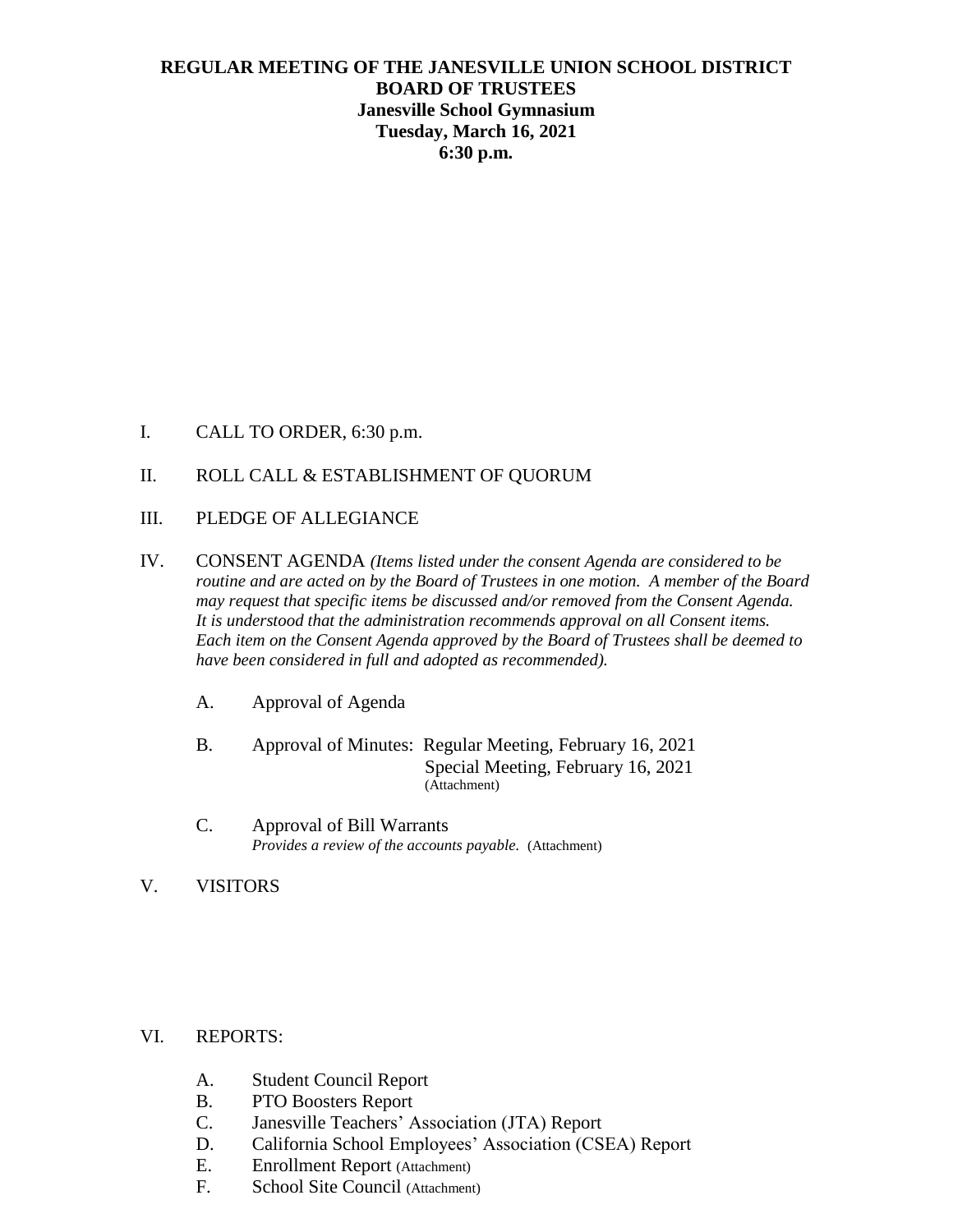**REGULAR MEETING OF THE JANESVILLE UNION SCHOOL DISTRICT**
**BOARD OF TRUSTEES**
**Janesville School Gymnasium**
**Tuesday, March 16, 2021**
**6:30 p.m.**

I. CALL TO ORDER, 6:30 p.m.

II. ROLL CALL & ESTABLISHMENT OF QUORUM

III. PLEDGE OF ALLEGIANCE

IV. CONSENT AGENDA *(Items listed under the consent Agenda are considered to be routine and are acted on by the Board of Trustees in one motion. A member of the Board may request that specific items be discussed and/or removed from the Consent Agenda. It is understood that the administration recommends approval on all Consent items. Each item on the Consent Agenda approved by the Board of Trustees shall be deemed to have been considered in full and adopted as recommended).*

   A. Approval of Agenda

   B. Approval of Minutes: Regular Meeting, February 16, 2021
      Special Meeting, February 16, 2021
      (Attachment)

   C. Approval of Bill Warrants
      *Provides a review of the accounts payable.* (Attachment)

V. VISITORS

VI. REPORTS:

   A. Student Council Report
   B. PTO Boosters Report
   C. Janesville Teachers' Association (JTA) Report
   D. California School Employees' Association (CSEA) Report
   E. Enrollment Report (Attachment)
   F. School Site Council (Attachment)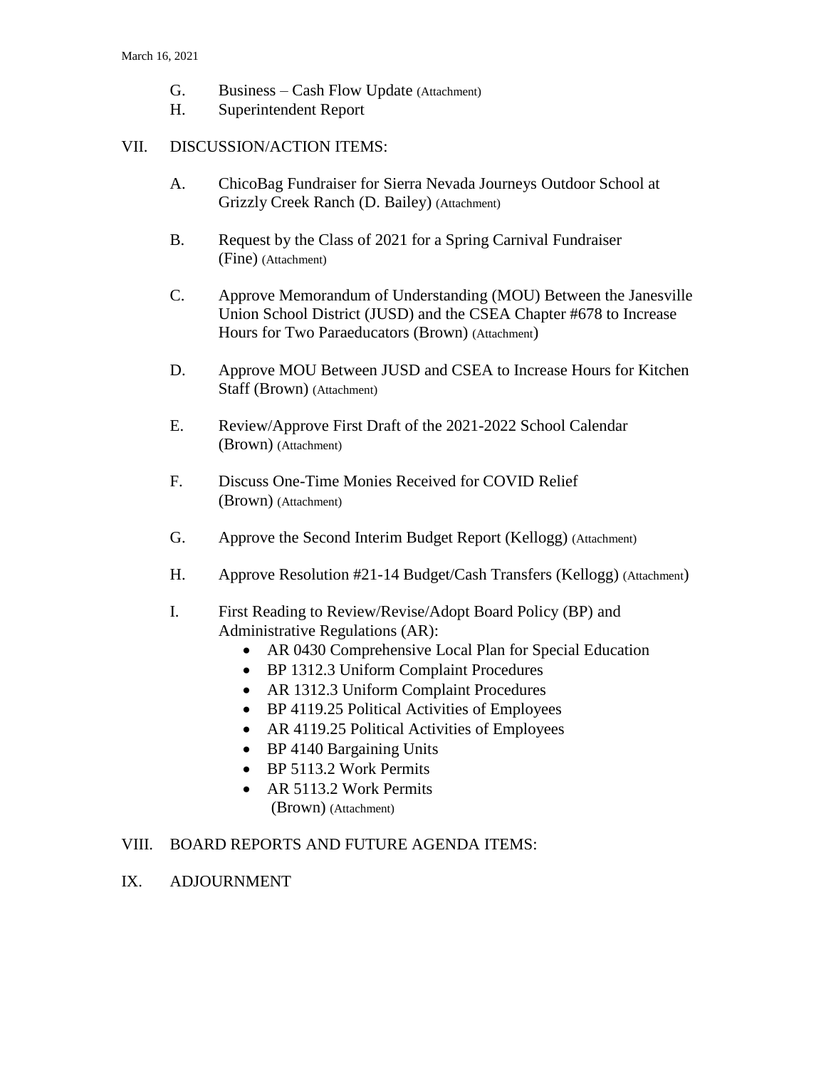G. Business – Cash Flow Update (Attachment)

H. Superintendent Report

VII. DISCUSSION/ACTION ITEMS:

A. ChicoBag Fundraiser for Sierra Nevada Journeys Outdoor School at Grizzly Creek Ranch (D. Bailey) (Attachment)

B. Request by the Class of 2021 for a Spring Carnival Fundraiser (Fine) (Attachment)

C. Approve Memorandum of Understanding (MOU) Between the Janesville Union School District (JUSD) and the CSEA Chapter #678 to Increase Hours for Two Paraeducators (Brown) (Attachment)

D. Approve MOU Between JUSD and CSEA to Increase Hours for Kitchen Staff (Brown) (Attachment)

E. Review/Approve First Draft of the 2021-2022 School Calendar (Brown) (Attachment)

F. Discuss One-Time Monies Received for COVID Relief (Brown) (Attachment)

G. Approve the Second Interim Budget Report (Kellogg) (Attachment)

H. Approve Resolution #21-14 Budget/Cash Transfers (Kellogg) (Attachment)

I. First Reading to Review/Revise/Adopt Board Policy (BP) and Administrative Regulations (AR):

- AR 0430 Comprehensive Local Plan for Special Education
- BP 1312.3 Uniform Complaint Procedures
- AR 1312.3 Uniform Complaint Procedures
- BP 4119.25 Political Activities of Employees
- AR 4119.25 Political Activities of Employees
- BP 4140 Bargaining Units
- BP 5113.2 Work Permits
- AR 5113.2 Work Permits

(Brown) (Attachment)

VIII. BOARD REPORTS AND FUTURE AGENDA ITEMS:

IX. ADJOURNMENT